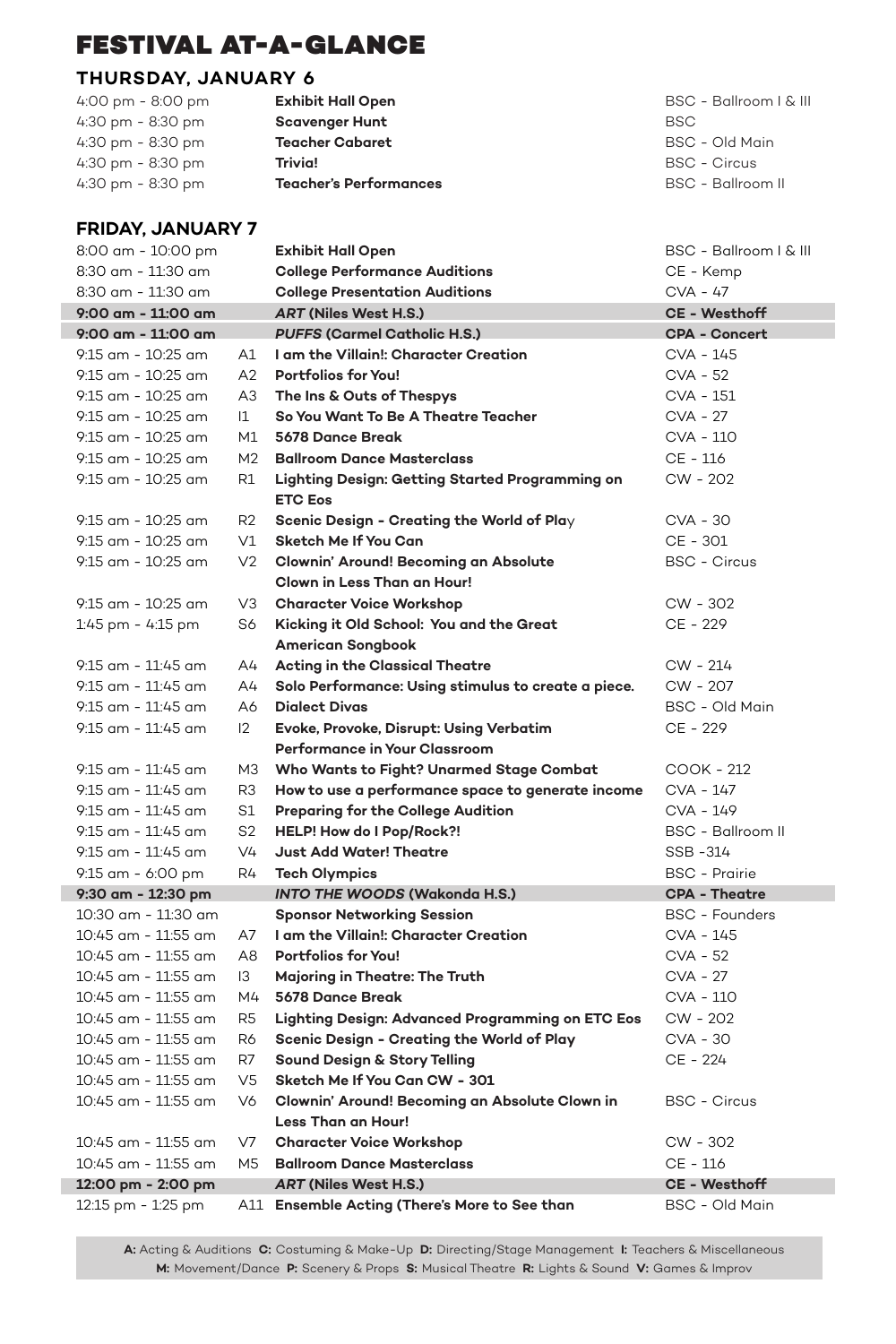# FESTIVAL AT-A-GLANCE

## THURSDAY, JANUARY 6

| Time | Code | Event | Location |
|---|---|---|---|
| 4:00 pm - 8:00 pm | | **Exhibit Hall Open** | BSC - Ballroom I & III |
| 4:30 pm - 8:30 pm | | **Scavenger Hunt** | BSC |
| 4:30 pm - 8:30 pm | | **Teacher Cabaret** | BSC - Old Main |
| 4:30 pm - 8:30 pm | | **Trivia!** | BSC - Circus |
| 4:30 pm - 8:30 pm | | **Teacher's Performances** | BSC - Ballroom II |

## FRIDAY, JANUARY 7

| Time | Code | Event | Location |
|---|---|---|---|
| 8:00 am - 10:00 pm | | **Exhibit Hall Open** | BSC - Ballroom I & III |
| 8:30 am - 11:30 am | | **College Performance Auditions** | CE - Kemp |
| 8:30 am - 11:30 am | | **College Presentation Auditions** | CVA - 47 |
| **9:00 am - 11:00 am** | | ***ART* (Niles West H.S.)** | **CE - Westhoff** |
| **9:00 am - 11:00 am** | | ***PUFFS* (Carmel Catholic H.S.)** | **CPA - Concert** |
| 9:15 am - 10:25 am | A1 | **I am the Villain!: Character Creation** | CVA - 145 |
| 9:15 am - 10:25 am | A2 | **Portfolios for You!** | CVA - 52 |
| 9:15 am - 10:25 am | A3 | **The Ins & Outs of Thespys** | CVA - 151 |
| 9:15 am - 10:25 am | I1 | **So You Want To Be A Theatre Teacher** | CVA - 27 |
| 9:15 am - 10:25 am | M1 | **5678 Dance Break** | CVA - 110 |
| 9:15 am - 10:25 am | M2 | **Ballroom Dance Masterclass** | CE - 116 |
| 9:15 am - 10:25 am | R1 | **Lighting Design: Getting Started Programming on ETC Eos** | CW - 202 |
| 9:15 am - 10:25 am | R2 | **Scenic Design - Creating the World of Play** | CVA - 30 |
| 9:15 am - 10:25 am | V1 | **Sketch Me If You Can** | CE - 301 |
| 9:15 am - 10:25 am | V2 | **Clownin' Around! Becoming an Absolute Clown in Less Than an Hour!** | BSC - Circus |
| 9:15 am - 10:25 am | V3 | **Character Voice Workshop** | CW - 302 |
| 1:45 pm - 4:15 pm | S6 | **Kicking it Old School: You and the Great American Songbook** | CE - 229 |
| 9:15 am - 11:45 am | A4 | **Acting in the Classical Theatre** | CW - 214 |
| 9:15 am - 11:45 am | A4 | **Solo Performance: Using stimulus to create a piece.** | CW - 207 |
| 9:15 am - 11:45 am | A6 | **Dialect Divas** | BSC - Old Main |
| 9:15 am - 11:45 am | I2 | **Evoke, Provoke, Disrupt: Using Verbatim Performance in Your Classroom** | CE - 229 |
| 9:15 am - 11:45 am | M3 | **Who Wants to Fight? Unarmed Stage Combat** | COOK - 212 |
| 9:15 am - 11:45 am | R3 | **How to use a performance space to generate income** | CVA - 147 |
| 9:15 am - 11:45 am | S1 | **Preparing for the College Audition** | CVA - 149 |
| 9:15 am - 11:45 am | S2 | **HELP! How do I Pop/Rock?!** | BSC - Ballroom II |
| 9:15 am - 11:45 am | V4 | **Just Add Water! Theatre** | SSB -314 |
| 9:15 am - 6:00 pm | R4 | **Tech Olympics** | BSC - Prairie |
| **9:30 am - 12:30 pm** | | ***INTO THE WOODS* (Wakonda H.S.)** | **CPA - Theatre** |
| 10:30 am - 11:30 am | | **Sponsor Networking Session** | BSC - Founders |
| 10:45 am - 11:55 am | A7 | **I am the Villain!: Character Creation** | CVA - 145 |
| 10:45 am - 11:55 am | A8 | **Portfolios for You!** | CVA - 52 |
| 10:45 am - 11:55 am | I3 | **Majoring in Theatre: The Truth** | CVA - 27 |
| 10:45 am - 11:55 am | M4 | **5678 Dance Break** | CVA - 110 |
| 10:45 am - 11:55 am | R5 | **Lighting Design: Advanced Programming on ETC Eos** | CW - 202 |
| 10:45 am - 11:55 am | R6 | **Scenic Design - Creating the World of Play** | CVA - 30 |
| 10:45 am - 11:55 am | R7 | **Sound Design & Story Telling** | CE - 224 |
| 10:45 am - 11:55 am | V5 | **Sketch Me If You Can CW - 301** | |
| 10:45 am - 11:55 am | V6 | **Clownin' Around! Becoming an Absolute Clown in Less Than an Hour!** | BSC - Circus |
| 10:45 am - 11:55 am | V7 | **Character Voice Workshop** | CW - 302 |
| 10:45 am - 11:55 am | M5 | **Ballroom Dance Masterclass** | CE - 116 |
| **12:00 pm - 2:00 pm** | | ***ART* (Niles West H.S.)** | **CE - Westhoff** |
| 12:15 pm - 1:25 pm | A11 | **Ensemble Acting (There's More to See than** | BSC - Old Main |

**A:** Acting & Auditions **C:** Costuming & Make-Up **D:** Directing/Stage Management **I:** Teachers & Miscellaneous **M:** Movement/Dance **P:** Scenery & Props **S:** Musical Theatre **R:** Lights & Sound **V:** Games & Improv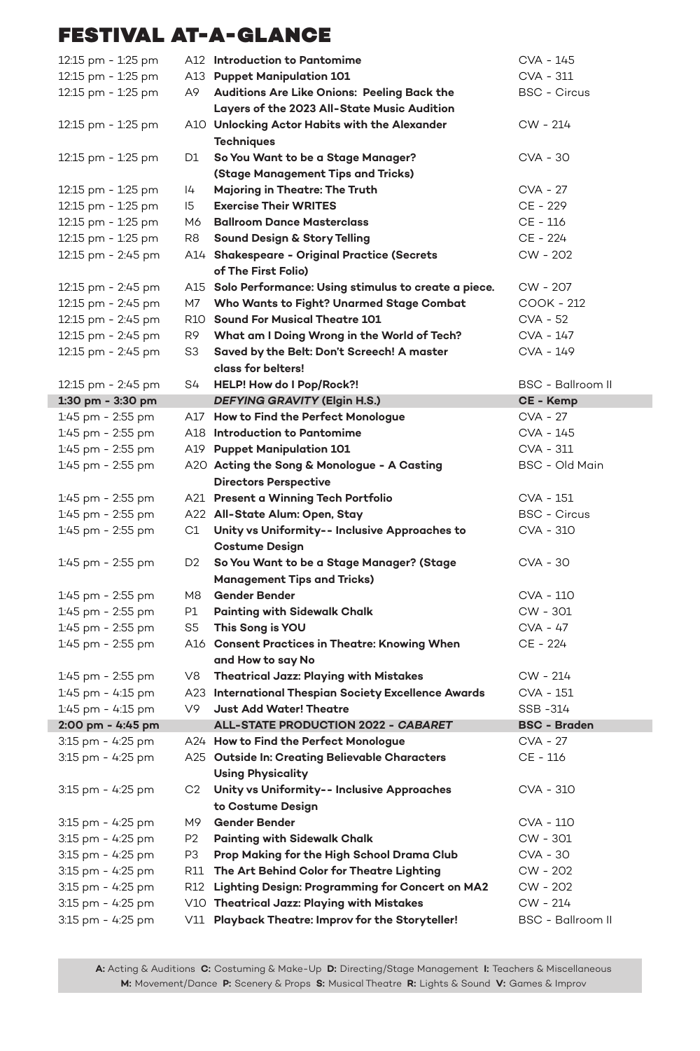# FESTIVAL AT-A-GLANCE

| Time | Code | Session | Location |
|---|---|---|---|
| 12:15 pm - 1:25 pm | A12 | **Introduction to Pantomime** | CVA - 145 |
| 12:15 pm - 1:25 pm | A13 | **Puppet Manipulation 101** | CVA - 311 |
| 12:15 pm - 1:25 pm | A9 | **Auditions Are Like Onions: Peeling Back the Layers of the 2023 All-State Music Audition** | BSC - Circus |
| 12:15 pm - 1:25 pm | A10 | **Unlocking Actor Habits with the Alexander Techniques** | CW - 214 |
| 12:15 pm - 1:25 pm | D1 | **So You Want to be a Stage Manager? (Stage Management Tips and Tricks)** | CVA - 30 |
| 12:15 pm - 1:25 pm | I4 | **Majoring in Theatre: The Truth** | CVA - 27 |
| 12:15 pm - 1:25 pm | I5 | **Exercise Their WRITES** | CE - 229 |
| 12:15 pm - 1:25 pm | M6 | **Ballroom Dance Masterclass** | CE - 116 |
| 12:15 pm - 1:25 pm | R8 | **Sound Design & Story Telling** | CE - 224 |
| 12:15 pm - 2:45 pm | A14 | **Shakespeare - Original Practice (Secrets of The First Folio)** | CW - 202 |
| 12:15 pm - 2:45 pm | A15 | **Solo Performance: Using stimulus to create a piece.** | CW - 207 |
| 12:15 pm - 2:45 pm | M7 | **Who Wants to Fight? Unarmed Stage Combat** | COOK - 212 |
| 12:15 pm - 2:45 pm | R10 | **Sound For Musical Theatre 101** | CVA - 52 |
| 12:15 pm - 2:45 pm | R9 | **What am I Doing Wrong in the World of Tech?** | CVA - 147 |
| 12:15 pm - 2:45 pm | S3 | **Saved by the Belt: Don't Screech! A master class for belters!** | CVA - 149 |
| 12:15 pm - 2:45 pm | S4 | **HELP! How do I Pop/Rock?!** | BSC - Ballroom II |
| **1:30 pm - 3:30 pm** | | ***DEFYING GRAVITY* (Elgin H.S.)** | **CE - Kemp** |
| 1:45 pm - 2:55 pm | A17 | **How to Find the Perfect Monologue** | CVA - 27 |
| 1:45 pm - 2:55 pm | A18 | **Introduction to Pantomime** | CVA - 145 |
| 1:45 pm - 2:55 pm | A19 | **Puppet Manipulation 101** | CVA - 311 |
| 1:45 pm - 2:55 pm | A20 | **Acting the Song & Monologue - A Casting Directors Perspective** | BSC - Old Main |
| 1:45 pm - 2:55 pm | A21 | **Present a Winning Tech Portfolio** | CVA - 151 |
| 1:45 pm - 2:55 pm | A22 | **All-State Alum: Open, Stay** | BSC - Circus |
| 1:45 pm - 2:55 pm | C1 | **Unity vs Uniformity-- Inclusive Approaches to Costume Design** | CVA - 310 |
| 1:45 pm - 2:55 pm | D2 | **So You Want to be a Stage Manager? (Stage Management Tips and Tricks)** | CVA - 30 |
| 1:45 pm - 2:55 pm | M8 | **Gender Bender** | CVA - 110 |
| 1:45 pm - 2:55 pm | P1 | **Painting with Sidewalk Chalk** | CW - 301 |
| 1:45 pm - 2:55 pm | S5 | **This Song is YOU** | CVA - 47 |
| 1:45 pm - 2:55 pm | A16 | **Consent Practices in Theatre: Knowing When and How to say No** | CE - 224 |
| 1:45 pm - 2:55 pm | V8 | **Theatrical Jazz: Playing with Mistakes** | CW - 214 |
| 1:45 pm - 4:15 pm | A23 | **International Thespian Society Excellence Awards** | CVA - 151 |
| 1:45 pm - 4:15 pm | V9 | **Just Add Water! Theatre** | SSB -314 |
| **2:00 pm - 4:45 pm** | | **ALL-STATE PRODUCTION 2022 - *CABARET*** | **BSC - Braden** |
| 3:15 pm - 4:25 pm | A24 | **How to Find the Perfect Monologue** | CVA - 27 |
| 3:15 pm - 4:25 pm | A25 | **Outside In: Creating Believable Characters Using Physicality** | CE - 116 |
| 3:15 pm - 4:25 pm | C2 | **Unity vs Uniformity-- Inclusive Approaches to Costume Design** | CVA - 310 |
| 3:15 pm - 4:25 pm | M9 | **Gender Bender** | CVA - 110 |
| 3:15 pm - 4:25 pm | P2 | **Painting with Sidewalk Chalk** | CW - 301 |
| 3:15 pm - 4:25 pm | P3 | **Prop Making for the High School Drama Club** | CVA - 30 |
| 3:15 pm - 4:25 pm | R11 | **The Art Behind Color for Theatre Lighting** | CW - 202 |
| 3:15 pm - 4:25 pm | R12 | **Lighting Design: Programming for Concert on MA2** | CW - 202 |
| 3:15 pm - 4:25 pm | V10 | **Theatrical Jazz: Playing with Mistakes** | CW - 214 |
| 3:15 pm - 4:25 pm | V11 | **Playback Theatre: Improv for the Storyteller!** | BSC - Ballroom II |

**A:** Acting & Auditions **C:** Costuming & Make-Up **D:** Directing/Stage Management **I:** Teachers & Miscellaneous **M:** Movement/Dance **P:** Scenery & Props **S:** Musical Theatre **R:** Lights & Sound **V:** Games & Improv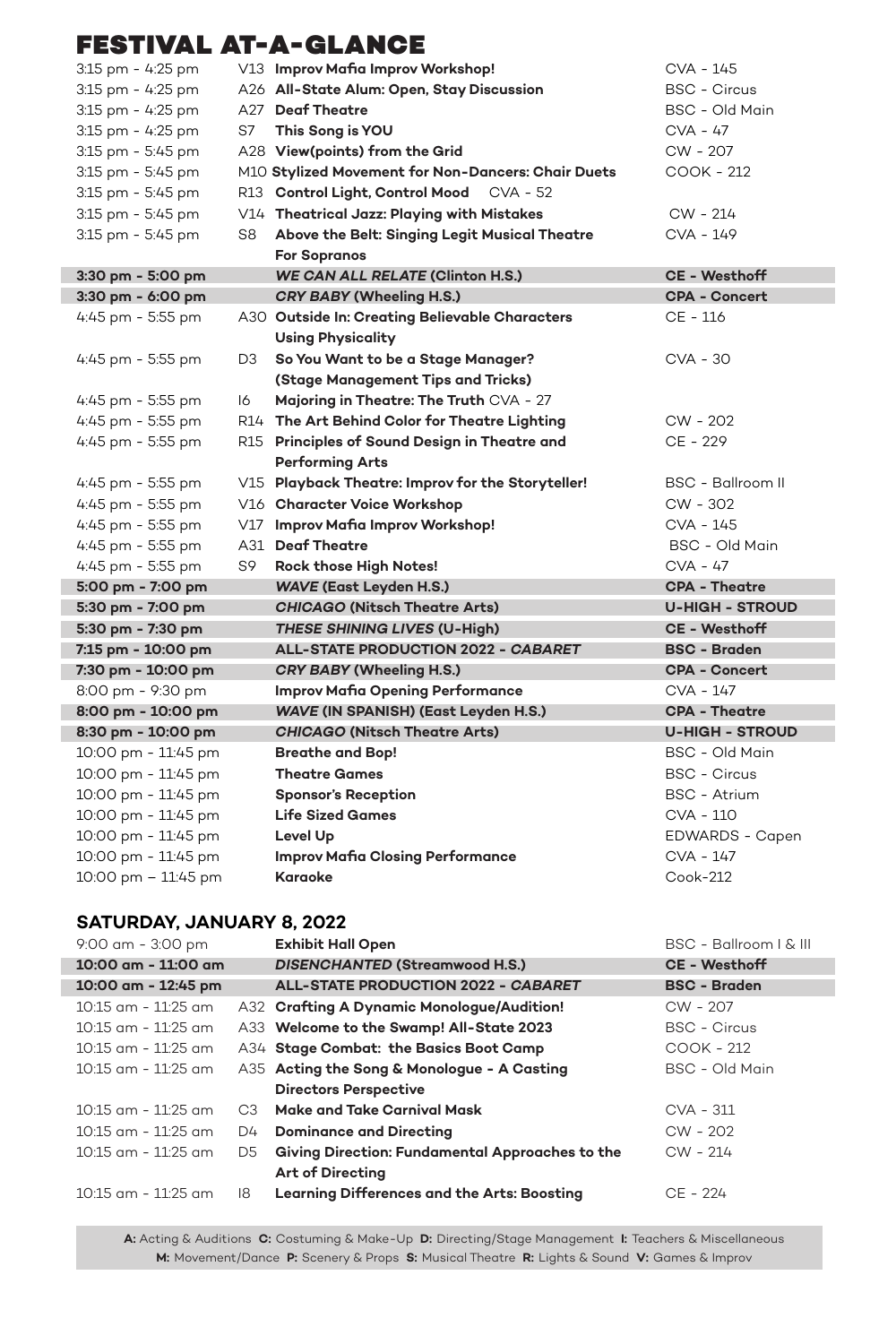# FESTIVAL AT-A-GLANCE

| Time | Code | Event | Location |
|---|---|---|---|
| 3:15 pm - 4:25 pm | V13 | **Improv Mafia Improv Workshop!** | CVA - 145 |
| 3:15 pm - 4:25 pm | A26 | **All-State Alum: Open, Stay Discussion** | BSC - Circus |
| 3:15 pm - 4:25 pm | A27 | **Deaf Theatre** | BSC - Old Main |
| 3:15 pm - 4:25 pm | S7 | **This Song is YOU** | CVA - 47 |
| 3:15 pm - 5:45 pm | A28 | **View(points) from the Grid** | CW - 207 |
| 3:15 pm - 5:45 pm | M10 | **Stylized Movement for Non-Dancers: Chair Duets** | COOK - 212 |
| 3:15 pm - 5:45 pm | R13 | **Control Light, Control Mood** | CVA - 52 |
| 3:15 pm - 5:45 pm | V14 | **Theatrical Jazz: Playing with Mistakes** | CW - 214 |
| 3:15 pm - 5:45 pm | S8 | **Above the Belt: Singing Legit Musical Theatre For Sopranos** | CVA - 149 |
| **3:30 pm - 5:00 pm** | | ***WE CAN ALL RELATE* (Clinton H.S.)** | **CE - Westhoff** |
| **3:30 pm - 6:00 pm** | | ***CRY BABY* (Wheeling H.S.)** | **CPA - Concert** |
| 4:45 pm - 5:55 pm | A30 | **Outside In: Creating Believable Characters Using Physicality** | CE - 116 |
| 4:45 pm - 5:55 pm | D3 | **So You Want to be a Stage Manager? (Stage Management Tips and Tricks)** | CVA - 30 |
| 4:45 pm - 5:55 pm | I6 | **Majoring in Theatre: The Truth** | CVA - 27 |
| 4:45 pm - 5:55 pm | R14 | **The Art Behind Color for Theatre Lighting** | CW - 202 |
| 4:45 pm - 5:55 pm | R15 | **Principles of Sound Design in Theatre and Performing Arts** | CE - 229 |
| 4:45 pm - 5:55 pm | V15 | **Playback Theatre: Improv for the Storyteller!** | BSC - Ballroom II |
| 4:45 pm - 5:55 pm | V16 | **Character Voice Workshop** | CW - 302 |
| 4:45 pm - 5:55 pm | V17 | **Improv Mafia Improv Workshop!** | CVA - 145 |
| 4:45 pm - 5:55 pm | A31 | **Deaf Theatre** | BSC - Old Main |
| 4:45 pm - 5:55 pm | S9 | **Rock those High Notes!** | CVA - 47 |
| **5:00 pm - 7:00 pm** | | ***WAVE* (East Leyden H.S.)** | **CPA - Theatre** |
| **5:30 pm - 7:00 pm** | | ***CHICAGO* (Nitsch Theatre Arts)** | **U-HIGH - STROUD** |
| **5:30 pm - 7:30 pm** | | ***THESE SHINING LIVES* (U-High)** | **CE - Westhoff** |
| **7:15 pm - 10:00 pm** | | **ALL-STATE PRODUCTION 2022 - *CABARET*** | **BSC - Braden** |
| **7:30 pm - 10:00 pm** | | ***CRY BABY* (Wheeling H.S.)** | **CPA - Concert** |
| 8:00 pm - 9:30 pm | | **Improv Mafia Opening Performance** | CVA - 147 |
| **8:00 pm - 10:00 pm** | | ***WAVE* (IN SPANISH) (East Leyden H.S.)** | **CPA - Theatre** |
| **8:30 pm - 10:00 pm** | | ***CHICAGO* (Nitsch Theatre Arts)** | **U-HIGH - STROUD** |
| 10:00 pm - 11:45 pm | | **Breathe and Bop!** | BSC - Old Main |
| 10:00 pm - 11:45 pm | | **Theatre Games** | BSC - Circus |
| 10:00 pm - 11:45 pm | | **Sponsor's Reception** | BSC - Atrium |
| 10:00 pm - 11:45 pm | | **Life Sized Games** | CVA - 110 |
| 10:00 pm - 11:45 pm | | **Level Up** | EDWARDS - Capen |
| 10:00 pm - 11:45 pm | | **Improv Mafia Closing Performance** | CVA - 147 |
| 10:00 pm – 11:45 pm | | **Karaoke** | Cook-212 |

## SATURDAY, JANUARY 8, 2022

| Time | Code | Event | Location |
|---|---|---|---|
| 9:00 am - 3:00 pm | | **Exhibit Hall Open** | BSC - Ballroom I & III |
| **10:00 am - 11:00 am** | | ***DISENCHANTED* (Streamwood H.S.)** | **CE - Westhoff** |
| **10:00 am - 12:45 pm** | | **ALL-STATE PRODUCTION 2022 - *CABARET*** | **BSC - Braden** |
| 10:15 am - 11:25 am | A32 | **Crafting A Dynamic Monologue/Audition!** | CW - 207 |
| 10:15 am - 11:25 am | A33 | **Welcome to the Swamp! All-State 2023** | BSC - Circus |
| 10:15 am - 11:25 am | A34 | **Stage Combat: the Basics Boot Camp** | COOK - 212 |
| 10:15 am - 11:25 am | A35 | **Acting the Song & Monologue - A Casting Directors Perspective** | BSC - Old Main |
| 10:15 am - 11:25 am | C3 | **Make and Take Carnival Mask** | CVA - 311 |
| 10:15 am - 11:25 am | D4 | **Dominance and Directing** | CW - 202 |
| 10:15 am - 11:25 am | D5 | **Giving Direction: Fundamental Approaches to the Art of Directing** | CW - 214 |
| 10:15 am - 11:25 am | I8 | **Learning Differences and the Arts: Boosting** | CE - 224 |

**A:** Acting & Auditions **C:** Costuming & Make-Up **D:** Directing/Stage Management **I:** Teachers & Miscellaneous **M:** Movement/Dance **P:** Scenery & Props **S:** Musical Theatre **R:** Lights & Sound **V:** Games & Improv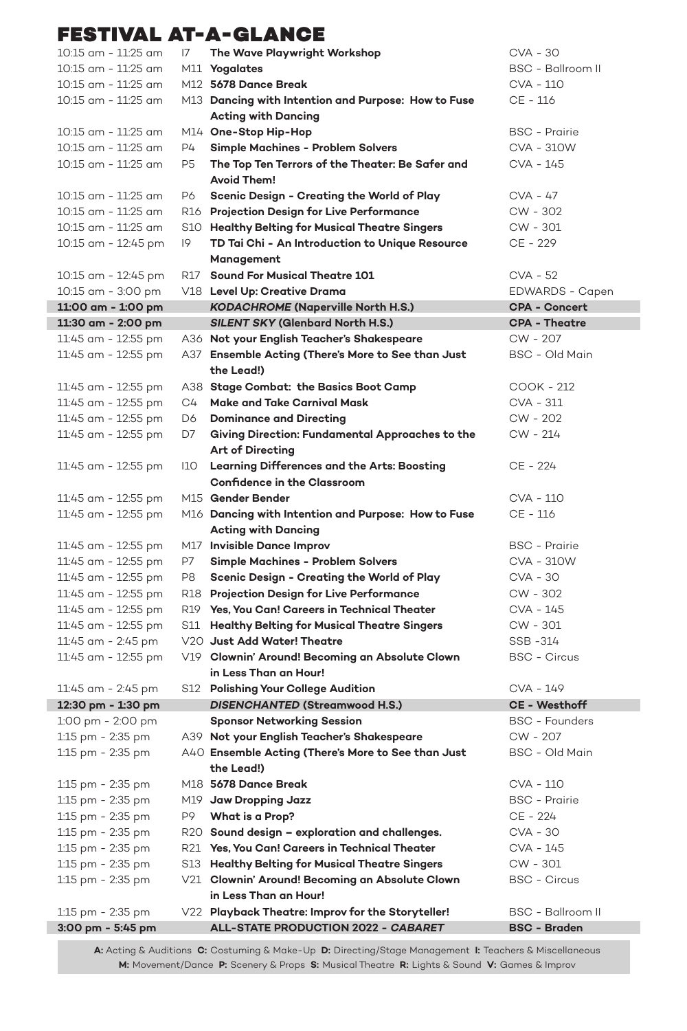# FESTIVAL AT-A-GLANCE

| | | | |
|---|---|---|---|
| 10:15 am - 11:25 am | I7 | **The Wave Playwright Workshop** | CVA - 30 |
| 10:15 am - 11:25 am | M11 | **Yogalates** | BSC - Ballroom II |
| 10:15 am - 11:25 am | M12 | **5678 Dance Break** | CVA - 110 |
| 10:15 am - 11:25 am | M13 | **Dancing with Intention and Purpose: How to Fuse Acting with Dancing** | CE - 116 |
| 10:15 am - 11:25 am | M14 | **One-Stop Hip-Hop** | BSC - Prairie |
| 10:15 am - 11:25 am | P4 | **Simple Machines - Problem Solvers** | CVA - 310W |
| 10:15 am - 11:25 am | P5 | **The Top Ten Terrors of the Theater: Be Safer and Avoid Them!** | CVA - 145 |
| 10:15 am - 11:25 am | P6 | **Scenic Design - Creating the World of Play** | CVA - 47 |
| 10:15 am - 11:25 am | R16 | **Projection Design for Live Performance** | CW - 302 |
| 10:15 am - 11:25 am | S10 | **Healthy Belting for Musical Theatre Singers** | CW - 301 |
| 10:15 am - 12:45 pm | I9 | **TD Tai Chi - An Introduction to Unique Resource Management** | CE - 229 |
| 10:15 am - 12:45 pm | R17 | **Sound For Musical Theatre 101** | CVA - 52 |
| 10:15 am - 3:00 pm | V18 | **Level Up: Creative Drama** | EDWARDS - Capen |
| **11:00 am - 1:00 pm** | | ***KODACHROME* (Naperville North H.S.)** | **CPA - Concert** |
| **11:30 am - 2:00 pm** | | ***SILENT SKY* (Glenbard North H.S.)** | **CPA - Theatre** |
| 11:45 am - 12:55 pm | A36 | **Not your English Teacher's Shakespeare** | CW - 207 |
| 11:45 am - 12:55 pm | A37 | **Ensemble Acting (There's More to See than Just the Lead!)** | BSC - Old Main |
| 11:45 am - 12:55 pm | A38 | **Stage Combat: the Basics Boot Camp** | COOK - 212 |
| 11:45 am - 12:55 pm | C4 | **Make and Take Carnival Mask** | CVA - 311 |
| 11:45 am - 12:55 pm | D6 | **Dominance and Directing** | CW - 202 |
| 11:45 am - 12:55 pm | D7 | **Giving Direction: Fundamental Approaches to the Art of Directing** | CW - 214 |
| 11:45 am - 12:55 pm | I10 | **Learning Differences and the Arts: Boosting Confidence in the Classroom** | CE - 224 |
| 11:45 am - 12:55 pm | M15 | **Gender Bender** | CVA - 110 |
| 11:45 am - 12:55 pm | M16 | **Dancing with Intention and Purpose: How to Fuse Acting with Dancing** | CE - 116 |
| 11:45 am - 12:55 pm | M17 | **Invisible Dance Improv** | BSC - Prairie |
| 11:45 am - 12:55 pm | P7 | **Simple Machines - Problem Solvers** | CVA - 310W |
| 11:45 am - 12:55 pm | P8 | **Scenic Design - Creating the World of Play** | CVA - 30 |
| 11:45 am - 12:55 pm | R18 | **Projection Design for Live Performance** | CW - 302 |
| 11:45 am - 12:55 pm | R19 | **Yes, You Can! Careers in Technical Theater** | CVA - 145 |
| 11:45 am - 12:55 pm | S11 | **Healthy Belting for Musical Theatre Singers** | CW - 301 |
| 11:45 am - 2:45 pm | V20 | **Just Add Water! Theatre** | SSB -314 |
| 11:45 am - 12:55 pm | V19 | **Clownin' Around! Becoming an Absolute Clown in Less Than an Hour!** | BSC - Circus |
| 11:45 am - 2:45 pm | S12 | **Polishing Your College Audition** | CVA - 149 |
| **12:30 pm - 1:30 pm** | | ***DISENCHANTED* (Streamwood H.S.)** | **CE - Westhoff** |
| 1:00 pm - 2:00 pm | | **Sponsor Networking Session** | BSC - Founders |
| 1:15 pm - 2:35 pm | A39 | **Not your English Teacher's Shakespeare** | CW - 207 |
| 1:15 pm - 2:35 pm | A40 | **Ensemble Acting (There's More to See than Just the Lead!)** | BSC - Old Main |
| 1:15 pm - 2:35 pm | M18 | **5678 Dance Break** | CVA - 110 |
| 1:15 pm - 2:35 pm | M19 | **Jaw Dropping Jazz** | BSC - Prairie |
| 1:15 pm - 2:35 pm | P9 | **What is a Prop?** | CE - 224 |
| 1:15 pm - 2:35 pm | R20 | **Sound design – exploration and challenges.** | CVA - 30 |
| 1:15 pm - 2:35 pm | R21 | **Yes, You Can! Careers in Technical Theater** | CVA - 145 |
| 1:15 pm - 2:35 pm | S13 | **Healthy Belting for Musical Theatre Singers** | CW - 301 |
| 1:15 pm - 2:35 pm | V21 | **Clownin' Around! Becoming an Absolute Clown in Less Than an Hour!** | BSC - Circus |
| 1:15 pm - 2:35 pm | V22 | **Playback Theatre: Improv for the Storyteller!** | BSC - Ballroom II |
| **3:00 pm - 5:45 pm** | | **ALL-STATE PRODUCTION 2022 - *CABARET*** | **BSC - Braden** |

**A:** Acting & Auditions **C:** Costuming & Make-Up **D:** Directing/Stage Management **I:** Teachers & Miscellaneous
**M:** Movement/Dance **P:** Scenery & Props **S:** Musical Theatre **R:** Lights & Sound **V:** Games & Improv